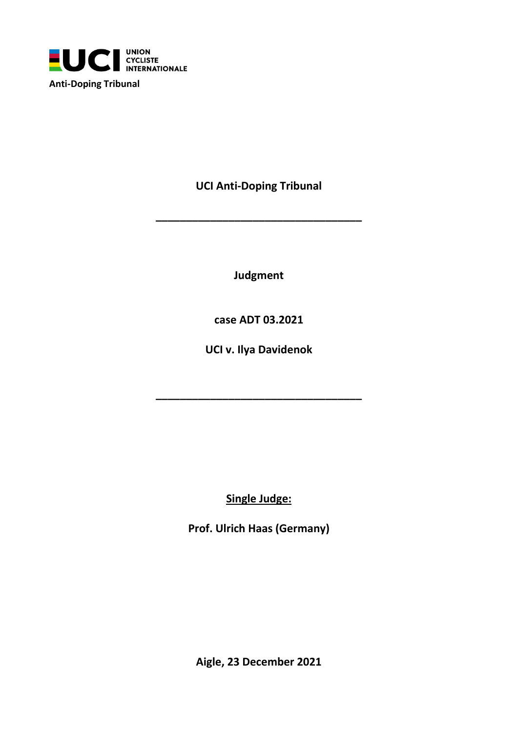UNION CYCLISTE INTERNATIONALE

**Anti-Doping Tribunal**

**UCI Anti-Doping Tribunal**

---

**Judgment**

**case ADT 03.2021**

**UCI v. Ilya Davidenok**

---

**Single Judge:**

**Prof. Ulrich Haas (Germany)**

**Aigle, 23 December 2021**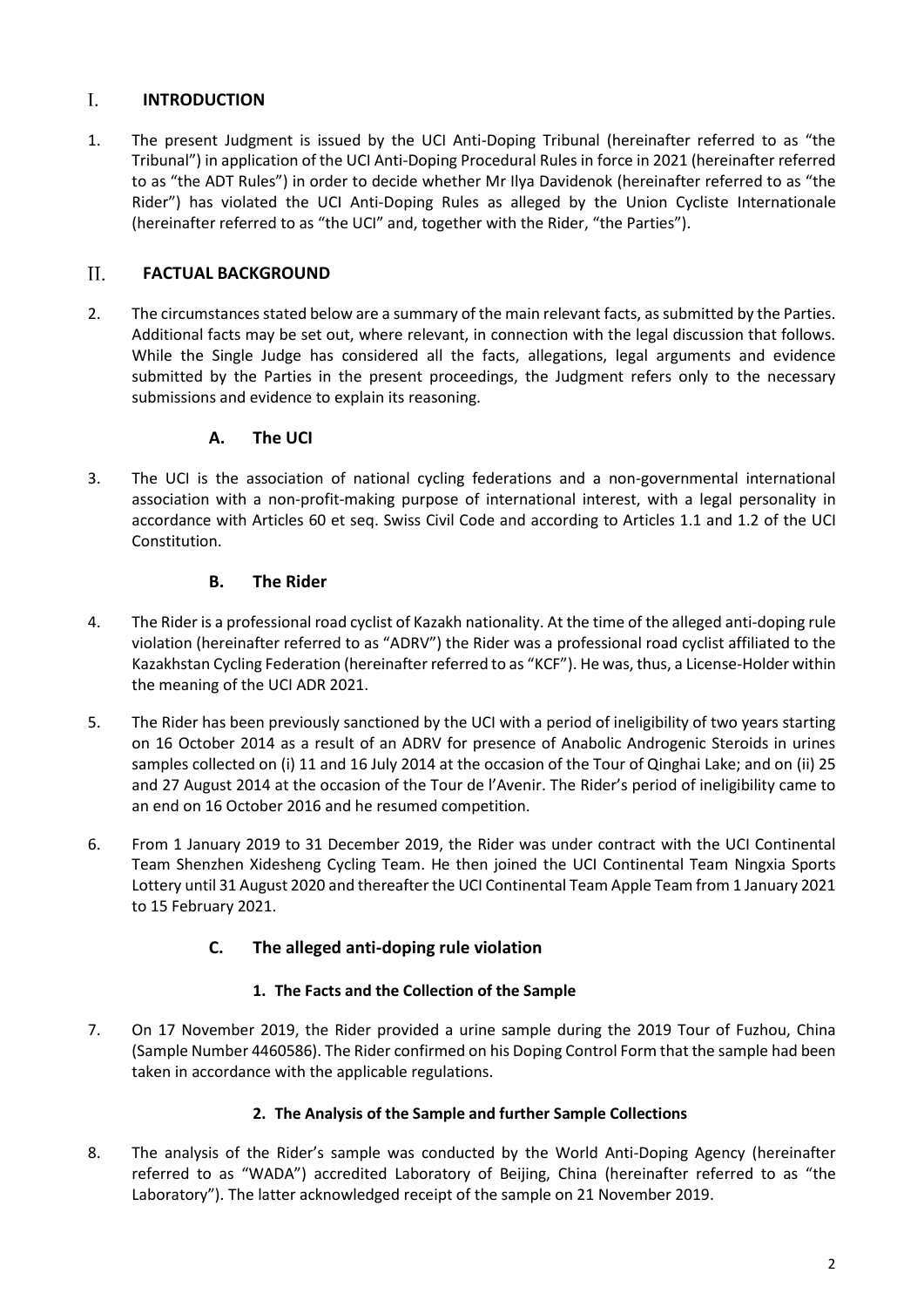## I. INTRODUCTION

1. The present Judgment is issued by the UCI Anti-Doping Tribunal (hereinafter referred to as "the Tribunal") in application of the UCI Anti-Doping Procedural Rules in force in 2021 (hereinafter referred to as "the ADT Rules") in order to decide whether Mr Ilya Davidenok (hereinafter referred to as "the Rider") has violated the UCI Anti-Doping Rules as alleged by the Union Cycliste Internationale (hereinafter referred to as "the UCI" and, together with the Rider, "the Parties").

## II. FACTUAL BACKGROUND

2. The circumstances stated below are a summary of the main relevant facts, as submitted by the Parties. Additional facts may be set out, where relevant, in connection with the legal discussion that follows. While the Single Judge has considered all the facts, allegations, legal arguments and evidence submitted by the Parties in the present proceedings, the Judgment refers only to the necessary submissions and evidence to explain its reasoning.

### A. The UCI

3. The UCI is the association of national cycling federations and a non-governmental international association with a non-profit-making purpose of international interest, with a legal personality in accordance with Articles 60 et seq. Swiss Civil Code and according to Articles 1.1 and 1.2 of the UCI Constitution.

### B. The Rider

4. The Rider is a professional road cyclist of Kazakh nationality. At the time of the alleged anti-doping rule violation (hereinafter referred to as "ADRV") the Rider was a professional road cyclist affiliated to the Kazakhstan Cycling Federation (hereinafter referred to as "KCF"). He was, thus, a License-Holder within the meaning of the UCI ADR 2021.

5. The Rider has been previously sanctioned by the UCI with a period of ineligibility of two years starting on 16 October 2014 as a result of an ADRV for presence of Anabolic Androgenic Steroids in urines samples collected on (i) 11 and 16 July 2014 at the occasion of the Tour of Qinghai Lake; and on (ii) 25 and 27 August 2014 at the occasion of the Tour de l'Avenir. The Rider's period of ineligibility came to an end on 16 October 2016 and he resumed competition.

6. From 1 January 2019 to 31 December 2019, the Rider was under contract with the UCI Continental Team Shenzhen Xidesheng Cycling Team. He then joined the UCI Continental Team Ningxia Sports Lottery until 31 August 2020 and thereafter the UCI Continental Team Apple Team from 1 January 2021 to 15 February 2021.

### C. The alleged anti-doping rule violation

#### 1. The Facts and the Collection of the Sample

7. On 17 November 2019, the Rider provided a urine sample during the 2019 Tour of Fuzhou, China (Sample Number 4460586). The Rider confirmed on his Doping Control Form that the sample had been taken in accordance with the applicable regulations.

#### 2. The Analysis of the Sample and further Sample Collections

8. The analysis of the Rider's sample was conducted by the World Anti-Doping Agency (hereinafter referred to as "WADA") accredited Laboratory of Beijing, China (hereinafter referred to as "the Laboratory"). The latter acknowledged receipt of the sample on 21 November 2019.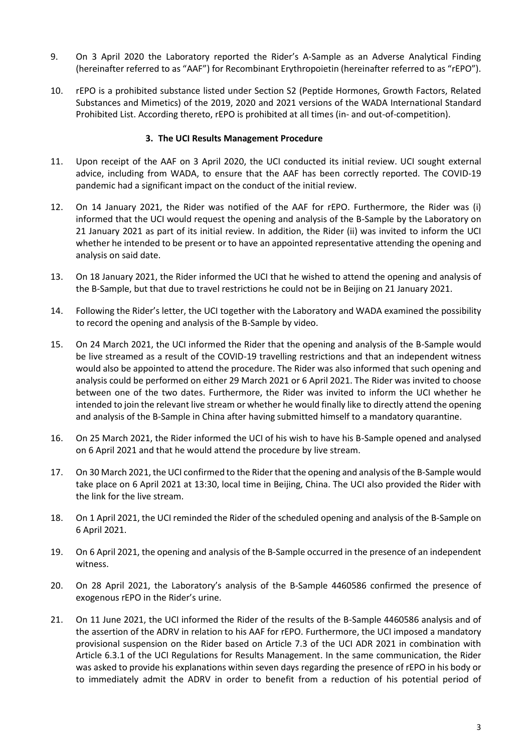9. On 3 April 2020 the Laboratory reported the Rider's A-Sample as an Adverse Analytical Finding (hereinafter referred to as "AAF") for Recombinant Erythropoietin (hereinafter referred to as "rEPO").

10. rEPO is a prohibited substance listed under Section S2 (Peptide Hormones, Growth Factors, Related Substances and Mimetics) of the 2019, 2020 and 2021 versions of the WADA International Standard Prohibited List. According thereto, rEPO is prohibited at all times (in- and out-of-competition).

## 3. The UCI Results Management Procedure

11. Upon receipt of the AAF on 3 April 2020, the UCI conducted its initial review. UCI sought external advice, including from WADA, to ensure that the AAF has been correctly reported. The COVID-19 pandemic had a significant impact on the conduct of the initial review.

12. On 14 January 2021, the Rider was notified of the AAF for rEPO. Furthermore, the Rider was (i) informed that the UCI would request the opening and analysis of the B-Sample by the Laboratory on 21 January 2021 as part of its initial review. In addition, the Rider (ii) was invited to inform the UCI whether he intended to be present or to have an appointed representative attending the opening and analysis on said date.

13. On 18 January 2021, the Rider informed the UCI that he wished to attend the opening and analysis of the B-Sample, but that due to travel restrictions he could not be in Beijing on 21 January 2021.

14. Following the Rider's letter, the UCI together with the Laboratory and WADA examined the possibility to record the opening and analysis of the B-Sample by video.

15. On 24 March 2021, the UCI informed the Rider that the opening and analysis of the B-Sample would be live streamed as a result of the COVID-19 travelling restrictions and that an independent witness would also be appointed to attend the procedure. The Rider was also informed that such opening and analysis could be performed on either 29 March 2021 or 6 April 2021. The Rider was invited to choose between one of the two dates. Furthermore, the Rider was invited to inform the UCI whether he intended to join the relevant live stream or whether he would finally like to directly attend the opening and analysis of the B-Sample in China after having submitted himself to a mandatory quarantine.

16. On 25 March 2021, the Rider informed the UCI of his wish to have his B-Sample opened and analysed on 6 April 2021 and that he would attend the procedure by live stream.

17. On 30 March 2021, the UCI confirmed to the Rider that the opening and analysis of the B-Sample would take place on 6 April 2021 at 13:30, local time in Beijing, China. The UCI also provided the Rider with the link for the live stream.

18. On 1 April 2021, the UCI reminded the Rider of the scheduled opening and analysis of the B-Sample on 6 April 2021.

19. On 6 April 2021, the opening and analysis of the B-Sample occurred in the presence of an independent witness.

20. On 28 April 2021, the Laboratory's analysis of the B-Sample 4460586 confirmed the presence of exogenous rEPO in the Rider's urine.

21. On 11 June 2021, the UCI informed the Rider of the results of the B-Sample 4460586 analysis and of the assertion of the ADRV in relation to his AAF for rEPO. Furthermore, the UCI imposed a mandatory provisional suspension on the Rider based on Article 7.3 of the UCI ADR 2021 in combination with Article 6.3.1 of the UCI Regulations for Results Management. In the same communication, the Rider was asked to provide his explanations within seven days regarding the presence of rEPO in his body or to immediately admit the ADRV in order to benefit from a reduction of his potential period of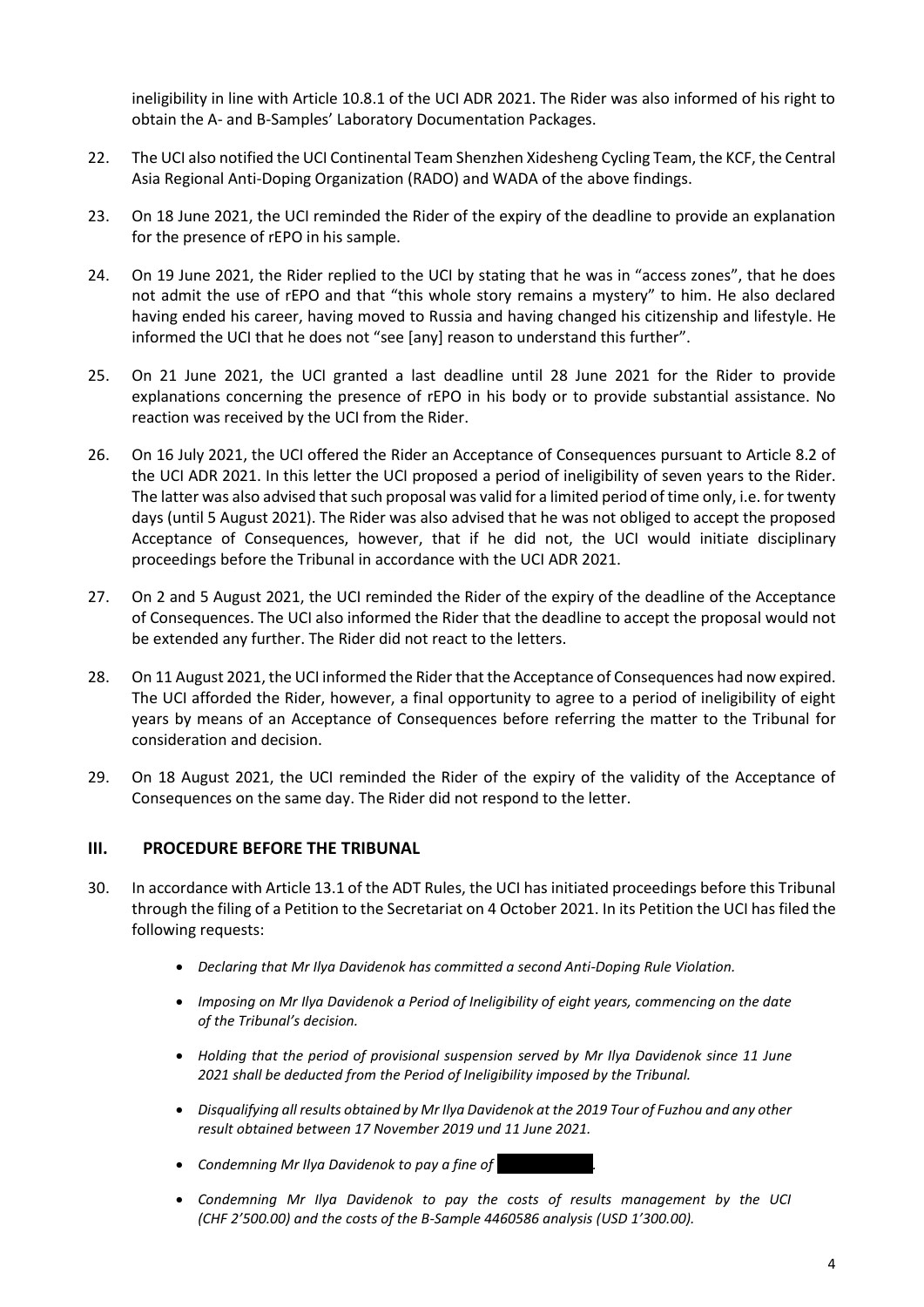ineligibility in line with Article 10.8.1 of the UCI ADR 2021. The Rider was also informed of his right to obtain the A- and B-Samples' Laboratory Documentation Packages.

22. The UCI also notified the UCI Continental Team Shenzhen Xidesheng Cycling Team, the KCF, the Central Asia Regional Anti-Doping Organization (RADO) and WADA of the above findings.

23. On 18 June 2021, the UCI reminded the Rider of the expiry of the deadline to provide an explanation for the presence of rEPO in his sample.

24. On 19 June 2021, the Rider replied to the UCI by stating that he was in "access zones", that he does not admit the use of rEPO and that "this whole story remains a mystery" to him. He also declared having ended his career, having moved to Russia and having changed his citizenship and lifestyle. He informed the UCI that he does not "see [any] reason to understand this further".

25. On 21 June 2021, the UCI granted a last deadline until 28 June 2021 for the Rider to provide explanations concerning the presence of rEPO in his body or to provide substantial assistance. No reaction was received by the UCI from the Rider.

26. On 16 July 2021, the UCI offered the Rider an Acceptance of Consequences pursuant to Article 8.2 of the UCI ADR 2021. In this letter the UCI proposed a period of ineligibility of seven years to the Rider. The latter was also advised that such proposal was valid for a limited period of time only, i.e. for twenty days (until 5 August 2021). The Rider was also advised that he was not obliged to accept the proposed Acceptance of Consequences, however, that if he did not, the UCI would initiate disciplinary proceedings before the Tribunal in accordance with the UCI ADR 2021.

27. On 2 and 5 August 2021, the UCI reminded the Rider of the expiry of the deadline of the Acceptance of Consequences. The UCI also informed the Rider that the deadline to accept the proposal would not be extended any further. The Rider did not react to the letters.

28. On 11 August 2021, the UCI informed the Rider that the Acceptance of Consequences had now expired. The UCI afforded the Rider, however, a final opportunity to agree to a period of ineligibility of eight years by means of an Acceptance of Consequences before referring the matter to the Tribunal for consideration and decision.

29. On 18 August 2021, the UCI reminded the Rider of the expiry of the validity of the Acceptance of Consequences on the same day. The Rider did not respond to the letter.

## III. PROCEDURE BEFORE THE TRIBUNAL

30. In accordance with Article 13.1 of the ADT Rules, the UCI has initiated proceedings before this Tribunal through the filing of a Petition to the Secretariat on 4 October 2021. In its Petition the UCI has filed the following requests:

   - *Declaring that Mr Ilya Davidenok has committed a second Anti-Doping Rule Violation.*
   - *Imposing on Mr Ilya Davidenok a Period of Ineligibility of eight years, commencing on the date of the Tribunal's decision.*
   - *Holding that the period of provisional suspension served by Mr Ilya Davidenok since 11 June 2021 shall be deducted from the Period of Ineligibility imposed by the Tribunal.*
   - *Disqualifying all results obtained by Mr Ilya Davidenok at the 2019 Tour of Fuzhou and any other result obtained between 17 November 2019 und 11 June 2021.*
   - *Condemning Mr Ilya Davidenok to pay a fine of [redacted].*
   - *Condemning Mr Ilya Davidenok to pay the costs of results management by the UCI (CHF 2'500.00) and the costs of the B-Sample 4460586 analysis (USD 1'300.00).*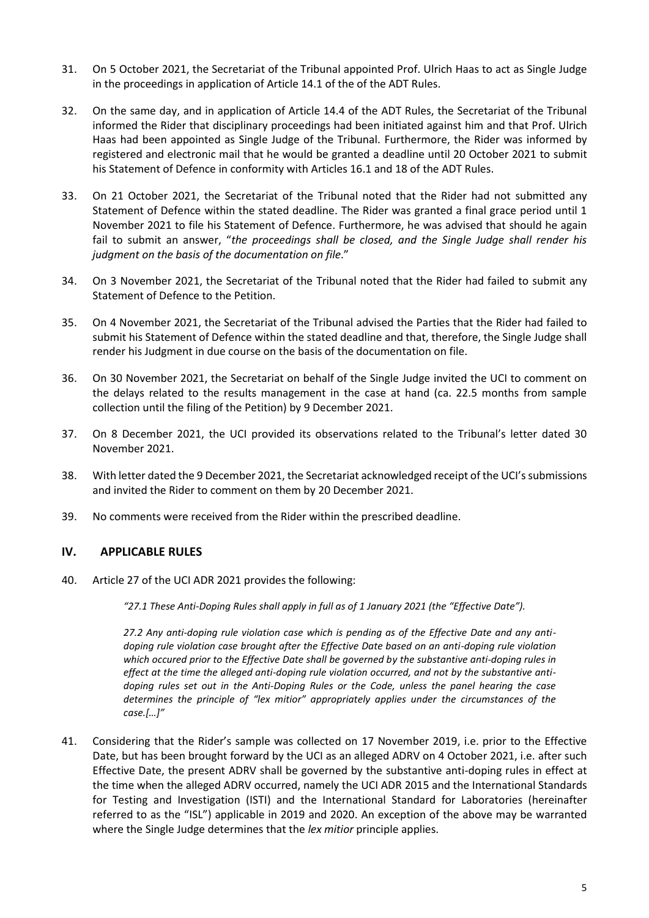31. On 5 October 2021, the Secretariat of the Tribunal appointed Prof. Ulrich Haas to act as Single Judge in the proceedings in application of Article 14.1 of the of the ADT Rules.

32. On the same day, and in application of Article 14.4 of the ADT Rules, the Secretariat of the Tribunal informed the Rider that disciplinary proceedings had been initiated against him and that Prof. Ulrich Haas had been appointed as Single Judge of the Tribunal. Furthermore, the Rider was informed by registered and electronic mail that he would be granted a deadline until 20 October 2021 to submit his Statement of Defence in conformity with Articles 16.1 and 18 of the ADT Rules.

33. On 21 October 2021, the Secretariat of the Tribunal noted that the Rider had not submitted any Statement of Defence within the stated deadline. The Rider was granted a final grace period until 1 November 2021 to file his Statement of Defence. Furthermore, he was advised that should he again fail to submit an answer, "*the proceedings shall be closed, and the Single Judge shall render his judgment on the basis of the documentation on file*."

34. On 3 November 2021, the Secretariat of the Tribunal noted that the Rider had failed to submit any Statement of Defence to the Petition.

35. On 4 November 2021, the Secretariat of the Tribunal advised the Parties that the Rider had failed to submit his Statement of Defence within the stated deadline and that, therefore, the Single Judge shall render his Judgment in due course on the basis of the documentation on file.

36. On 30 November 2021, the Secretariat on behalf of the Single Judge invited the UCI to comment on the delays related to the results management in the case at hand (ca. 22.5 months from sample collection until the filing of the Petition) by 9 December 2021.

37. On 8 December 2021, the UCI provided its observations related to the Tribunal's letter dated 30 November 2021.

38. With letter dated the 9 December 2021, the Secretariat acknowledged receipt of the UCI's submissions and invited the Rider to comment on them by 20 December 2021.

39. No comments were received from the Rider within the prescribed deadline.

## IV. APPLICABLE RULES

40. Article 27 of the UCI ADR 2021 provides the following:

> *"27.1 These Anti-Doping Rules shall apply in full as of 1 January 2021 (the "Effective Date").*
>
> *27.2 Any anti-doping rule violation case which is pending as of the Effective Date and any anti-doping rule violation case brought after the Effective Date based on an anti-doping rule violation which occured prior to the Effective Date shall be governed by the substantive anti-doping rules in effect at the time the alleged anti-doping rule violation occurred, and not by the substantive anti-doping rules set out in the Anti-Doping Rules or the Code, unless the panel hearing the case determines the principle of "lex mitior" appropriately applies under the circumstances of the case.[…]"*

41. Considering that the Rider's sample was collected on 17 November 2019, i.e. prior to the Effective Date, but has been brought forward by the UCI as an alleged ADRV on 4 October 2021, i.e. after such Effective Date, the present ADRV shall be governed by the substantive anti-doping rules in effect at the time when the alleged ADRV occurred, namely the UCI ADR 2015 and the International Standards for Testing and Investigation (ISTI) and the International Standard for Laboratories (hereinafter referred to as the "ISL") applicable in 2019 and 2020. An exception of the above may be warranted where the Single Judge determines that the *lex mitior* principle applies.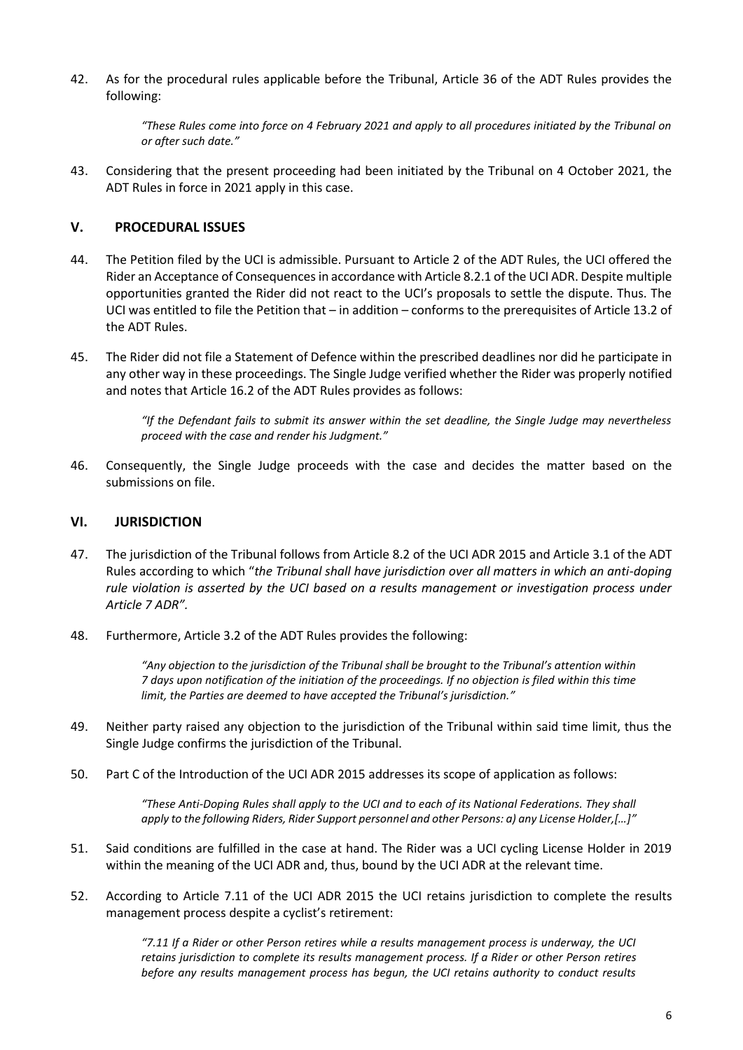42. As for the procedural rules applicable before the Tribunal, Article 36 of the ADT Rules provides the following:

> *"These Rules come into force on 4 February 2021 and apply to all procedures initiated by the Tribunal on or after such date."*

43. Considering that the present proceeding had been initiated by the Tribunal on 4 October 2021, the ADT Rules in force in 2021 apply in this case.

## V. PROCEDURAL ISSUES

44. The Petition filed by the UCI is admissible. Pursuant to Article 2 of the ADT Rules, the UCI offered the Rider an Acceptance of Consequences in accordance with Article 8.2.1 of the UCI ADR. Despite multiple opportunities granted the Rider did not react to the UCI's proposals to settle the dispute. Thus. The UCI was entitled to file the Petition that – in addition – conforms to the prerequisites of Article 13.2 of the ADT Rules.

45. The Rider did not file a Statement of Defence within the prescribed deadlines nor did he participate in any other way in these proceedings. The Single Judge verified whether the Rider was properly notified and notes that Article 16.2 of the ADT Rules provides as follows:

> *"If the Defendant fails to submit its answer within the set deadline, the Single Judge may nevertheless proceed with the case and render his Judgment."*

46. Consequently, the Single Judge proceeds with the case and decides the matter based on the submissions on file.

## VI. JURISDICTION

47. The jurisdiction of the Tribunal follows from Article 8.2 of the UCI ADR 2015 and Article 3.1 of the ADT Rules according to which "*the Tribunal shall have jurisdiction over all matters in which an anti-doping rule violation is asserted by the UCI based on a results management or investigation process under Article 7 ADR".*

48. Furthermore, Article 3.2 of the ADT Rules provides the following:

> *"Any objection to the jurisdiction of the Tribunal shall be brought to the Tribunal's attention within 7 days upon notification of the initiation of the proceedings. If no objection is filed within this time limit, the Parties are deemed to have accepted the Tribunal's jurisdiction."*

49. Neither party raised any objection to the jurisdiction of the Tribunal within said time limit, thus the Single Judge confirms the jurisdiction of the Tribunal.

50. Part C of the Introduction of the UCI ADR 2015 addresses its scope of application as follows:

> *"These Anti-Doping Rules shall apply to the UCI and to each of its National Federations. They shall apply to the following Riders, Rider Support personnel and other Persons: a) any License Holder,[…]"*

51. Said conditions are fulfilled in the case at hand. The Rider was a UCI cycling License Holder in 2019 within the meaning of the UCI ADR and, thus, bound by the UCI ADR at the relevant time.

52. According to Article 7.11 of the UCI ADR 2015 the UCI retains jurisdiction to complete the results management process despite a cyclist's retirement:

> *"7.11 If a Rider or other Person retires while a results management process is underway, the UCI retains jurisdiction to complete its results management process. If a Rider or other Person retires before any results management process has begun, the UCI retains authority to conduct results*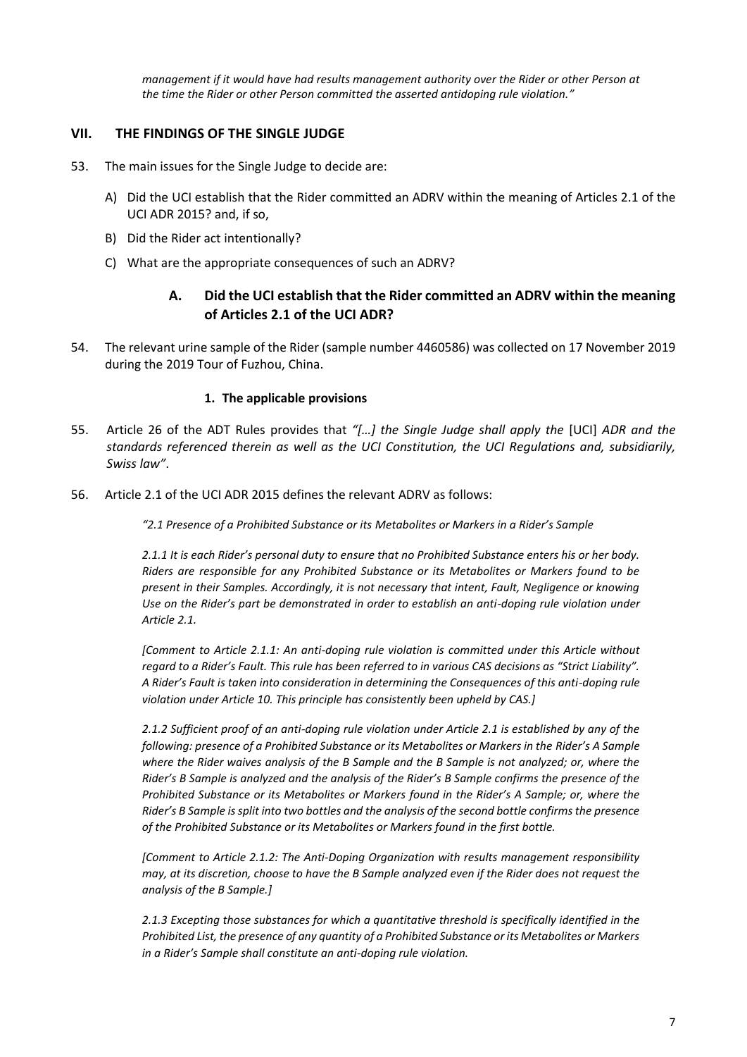*management if it would have had results management authority over the Rider or other Person at the time the Rider or other Person committed the asserted antidoping rule violation."*

## VII. THE FINDINGS OF THE SINGLE JUDGE

53. The main issues for the Single Judge to decide are:

    A) Did the UCI establish that the Rider committed an ADRV within the meaning of Articles 2.1 of the UCI ADR 2015? and, if so,

    B) Did the Rider act intentionally?

    C) What are the appropriate consequences of such an ADRV?

### A. Did the UCI establish that the Rider committed an ADRV within the meaning of Articles 2.1 of the UCI ADR?

54. The relevant urine sample of the Rider (sample number 4460586) was collected on 17 November 2019 during the 2019 Tour of Fuzhou, China.

#### 1. The applicable provisions

55. Article 26 of the ADT Rules provides that *"[…] the Single Judge shall apply the* [UCI] *ADR and the standards referenced therein as well as the UCI Constitution, the UCI Regulations and, subsidiarily, Swiss law"*.

56. Article 2.1 of the UCI ADR 2015 defines the relevant ADRV as follows:

    *"2.1 Presence of a Prohibited Substance or its Metabolites or Markers in a Rider's Sample*

    *2.1.1 It is each Rider's personal duty to ensure that no Prohibited Substance enters his or her body. Riders are responsible for any Prohibited Substance or its Metabolites or Markers found to be present in their Samples. Accordingly, it is not necessary that intent, Fault, Negligence or knowing Use on the Rider's part be demonstrated in order to establish an anti-doping rule violation under Article 2.1.*

    *[Comment to Article 2.1.1: An anti-doping rule violation is committed under this Article without regard to a Rider's Fault. This rule has been referred to in various CAS decisions as "Strict Liability". A Rider's Fault is taken into consideration in determining the Consequences of this anti-doping rule violation under Article 10. This principle has consistently been upheld by CAS.]*

    *2.1.2 Sufficient proof of an anti-doping rule violation under Article 2.1 is established by any of the following: presence of a Prohibited Substance or its Metabolites or Markers in the Rider's A Sample where the Rider waives analysis of the B Sample and the B Sample is not analyzed; or, where the Rider's B Sample is analyzed and the analysis of the Rider's B Sample confirms the presence of the Prohibited Substance or its Metabolites or Markers found in the Rider's A Sample; or, where the Rider's B Sample is split into two bottles and the analysis of the second bottle confirms the presence of the Prohibited Substance or its Metabolites or Markers found in the first bottle.*

    *[Comment to Article 2.1.2: The Anti-Doping Organization with results management responsibility may, at its discretion, choose to have the B Sample analyzed even if the Rider does not request the analysis of the B Sample.]*

    *2.1.3 Excepting those substances for which a quantitative threshold is specifically identified in the Prohibited List, the presence of any quantity of a Prohibited Substance or its Metabolites or Markers in a Rider's Sample shall constitute an anti-doping rule violation.*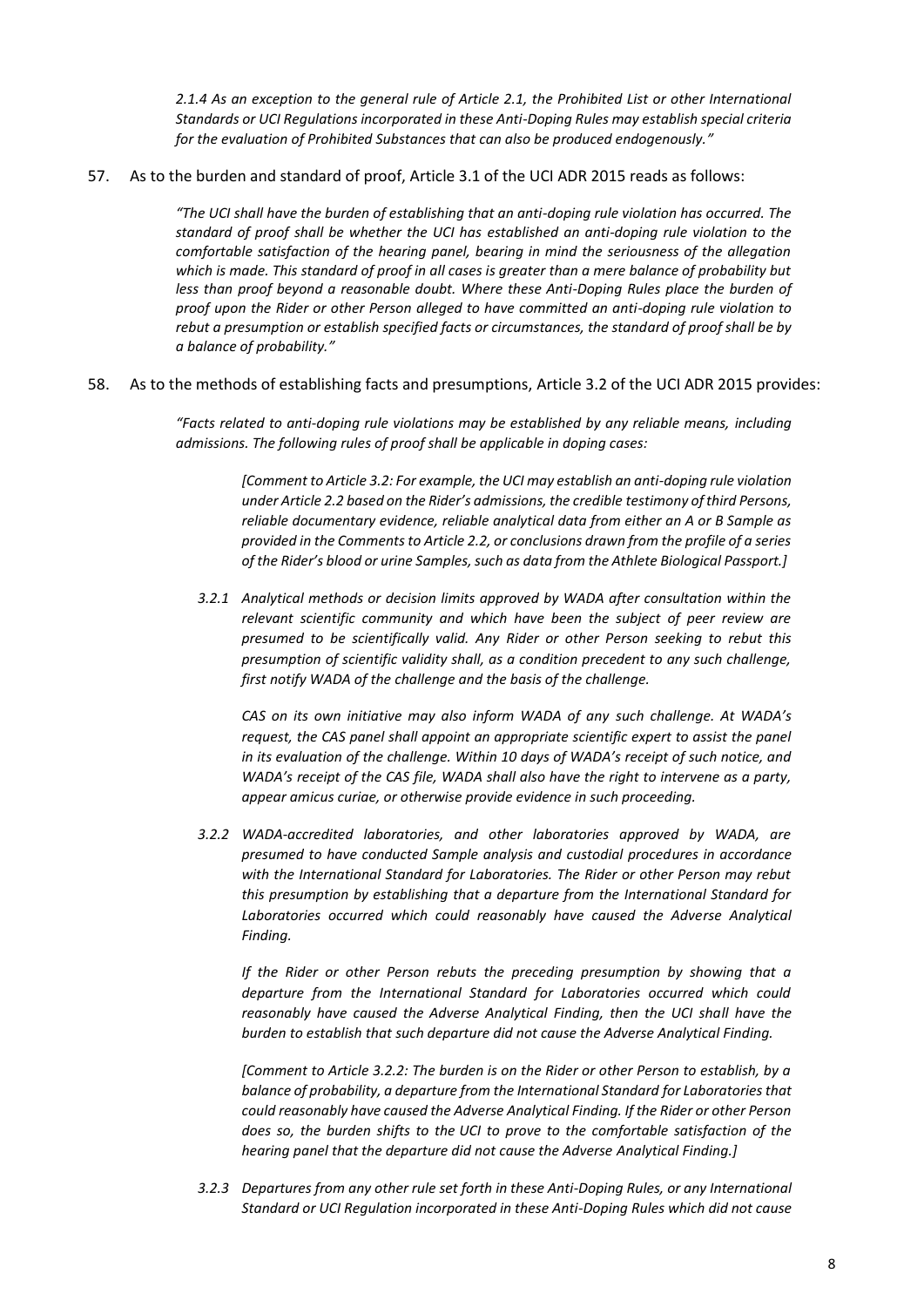*2.1.4 As an exception to the general rule of Article 2.1, the Prohibited List or other International Standards or UCI Regulations incorporated in these Anti-Doping Rules may establish special criteria for the evaluation of Prohibited Substances that can also be produced endogenously."*

57. As to the burden and standard of proof, Article 3.1 of the UCI ADR 2015 reads as follows:

> *"The UCI shall have the burden of establishing that an anti-doping rule violation has occurred. The standard of proof shall be whether the UCI has established an anti-doping rule violation to the comfortable satisfaction of the hearing panel, bearing in mind the seriousness of the allegation which is made. This standard of proof in all cases is greater than a mere balance of probability but less than proof beyond a reasonable doubt. Where these Anti-Doping Rules place the burden of proof upon the Rider or other Person alleged to have committed an anti-doping rule violation to rebut a presumption or establish specified facts or circumstances, the standard of proof shall be by a balance of probability."*

58. As to the methods of establishing facts and presumptions, Article 3.2 of the UCI ADR 2015 provides:

> *"Facts related to anti-doping rule violations may be established by any reliable means, including admissions. The following rules of proof shall be applicable in doping cases:*
>
> > *[Comment to Article 3.2: For example, the UCI may establish an anti-doping rule violation under Article 2.2 based on the Rider's admissions, the credible testimony of third Persons, reliable documentary evidence, reliable analytical data from either an A or B Sample as provided in the Comments to Article 2.2, or conclusions drawn from the profile of a series of the Rider's blood or urine Samples, such as data from the Athlete Biological Passport.]*
>
> *3.2.1 Analytical methods or decision limits approved by WADA after consultation within the relevant scientific community and which have been the subject of peer review are presumed to be scientifically valid. Any Rider or other Person seeking to rebut this presumption of scientific validity shall, as a condition precedent to any such challenge, first notify WADA of the challenge and the basis of the challenge.*
>
> *CAS on its own initiative may also inform WADA of any such challenge. At WADA's request, the CAS panel shall appoint an appropriate scientific expert to assist the panel in its evaluation of the challenge. Within 10 days of WADA's receipt of such notice, and WADA's receipt of the CAS file, WADA shall also have the right to intervene as a party, appear amicus curiae, or otherwise provide evidence in such proceeding.*
>
> *3.2.2 WADA-accredited laboratories, and other laboratories approved by WADA, are presumed to have conducted Sample analysis and custodial procedures in accordance with the International Standard for Laboratories. The Rider or other Person may rebut this presumption by establishing that a departure from the International Standard for Laboratories occurred which could reasonably have caused the Adverse Analytical Finding.*
>
> *If the Rider or other Person rebuts the preceding presumption by showing that a departure from the International Standard for Laboratories occurred which could reasonably have caused the Adverse Analytical Finding, then the UCI shall have the burden to establish that such departure did not cause the Adverse Analytical Finding.*
>
> *[Comment to Article 3.2.2: The burden is on the Rider or other Person to establish, by a balance of probability, a departure from the International Standard for Laboratories that could reasonably have caused the Adverse Analytical Finding. If the Rider or other Person does so, the burden shifts to the UCI to prove to the comfortable satisfaction of the hearing panel that the departure did not cause the Adverse Analytical Finding.]*
>
> *3.2.3 Departures from any other rule set forth in these Anti-Doping Rules, or any International Standard or UCI Regulation incorporated in these Anti-Doping Rules which did not cause*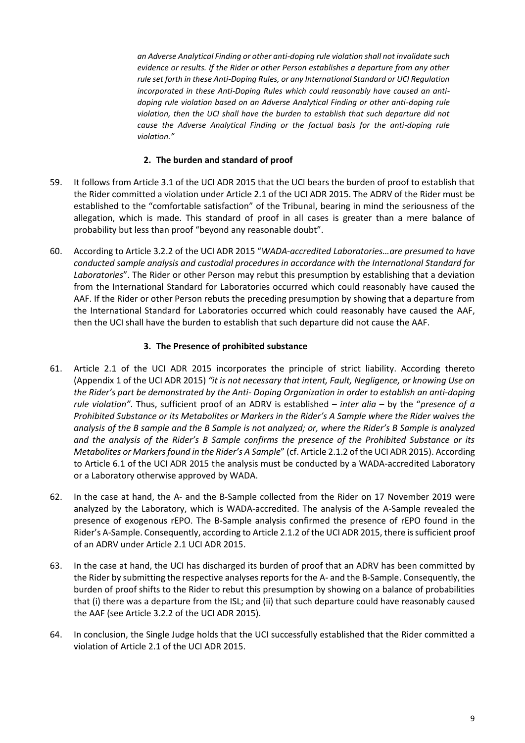*an Adverse Analytical Finding or other anti-doping rule violation shall not invalidate such evidence or results. If the Rider or other Person establishes a departure from any other rule set forth in these Anti-Doping Rules, or any International Standard or UCI Regulation incorporated in these Anti-Doping Rules which could reasonably have caused an anti-doping rule violation based on an Adverse Analytical Finding or other anti-doping rule violation, then the UCI shall have the burden to establish that such departure did not cause the Adverse Analytical Finding or the factual basis for the anti-doping rule violation."*

### 2. The burden and standard of proof

59. It follows from Article 3.1 of the UCI ADR 2015 that the UCI bears the burden of proof to establish that the Rider committed a violation under Article 2.1 of the UCI ADR 2015. The ADRV of the Rider must be established to the "comfortable satisfaction" of the Tribunal, bearing in mind the seriousness of the allegation, which is made. This standard of proof in all cases is greater than a mere balance of probability but less than proof "beyond any reasonable doubt".

60. According to Article 3.2.2 of the UCI ADR 2015 "*WADA-accredited Laboratories…are presumed to have conducted sample analysis and custodial procedures in accordance with the International Standard for Laboratories*". The Rider or other Person may rebut this presumption by establishing that a deviation from the International Standard for Laboratories occurred which could reasonably have caused the AAF. If the Rider or other Person rebuts the preceding presumption by showing that a departure from the International Standard for Laboratories occurred which could reasonably have caused the AAF, then the UCI shall have the burden to establish that such departure did not cause the AAF.

### 3. The Presence of prohibited substance

61. Article 2.1 of the UCI ADR 2015 incorporates the principle of strict liability. According thereto (Appendix 1 of the UCI ADR 2015) *"it is not necessary that intent, Fault, Negligence, or knowing Use on the Rider's part be demonstrated by the Anti- Doping Organization in order to establish an anti-doping rule violation"*. Thus, sufficient proof of an ADRV is established – *inter alia* – by the "*presence of a Prohibited Substance or its Metabolites or Markers in the Rider's A Sample where the Rider waives the analysis of the B sample and the B Sample is not analyzed; or, where the Rider's B Sample is analyzed and the analysis of the Rider's B Sample confirms the presence of the Prohibited Substance or its Metabolites or Markers found in the Rider's A Sample*" (cf. Article 2.1.2 of the UCI ADR 2015). According to Article 6.1 of the UCI ADR 2015 the analysis must be conducted by a WADA-accredited Laboratory or a Laboratory otherwise approved by WADA.

62. In the case at hand, the A- and the B-Sample collected from the Rider on 17 November 2019 were analyzed by the Laboratory, which is WADA-accredited. The analysis of the A-Sample revealed the presence of exogenous rEPO. The B-Sample analysis confirmed the presence of rEPO found in the Rider's A-Sample. Consequently, according to Article 2.1.2 of the UCI ADR 2015, there is sufficient proof of an ADRV under Article 2.1 UCI ADR 2015.

63. In the case at hand, the UCI has discharged its burden of proof that an ADRV has been committed by the Rider by submitting the respective analyses reports for the A- and the B-Sample. Consequently, the burden of proof shifts to the Rider to rebut this presumption by showing on a balance of probabilities that (i) there was a departure from the ISL; and (ii) that such departure could have reasonably caused the AAF (see Article 3.2.2 of the UCI ADR 2015).

64. In conclusion, the Single Judge holds that the UCI successfully established that the Rider committed a violation of Article 2.1 of the UCI ADR 2015.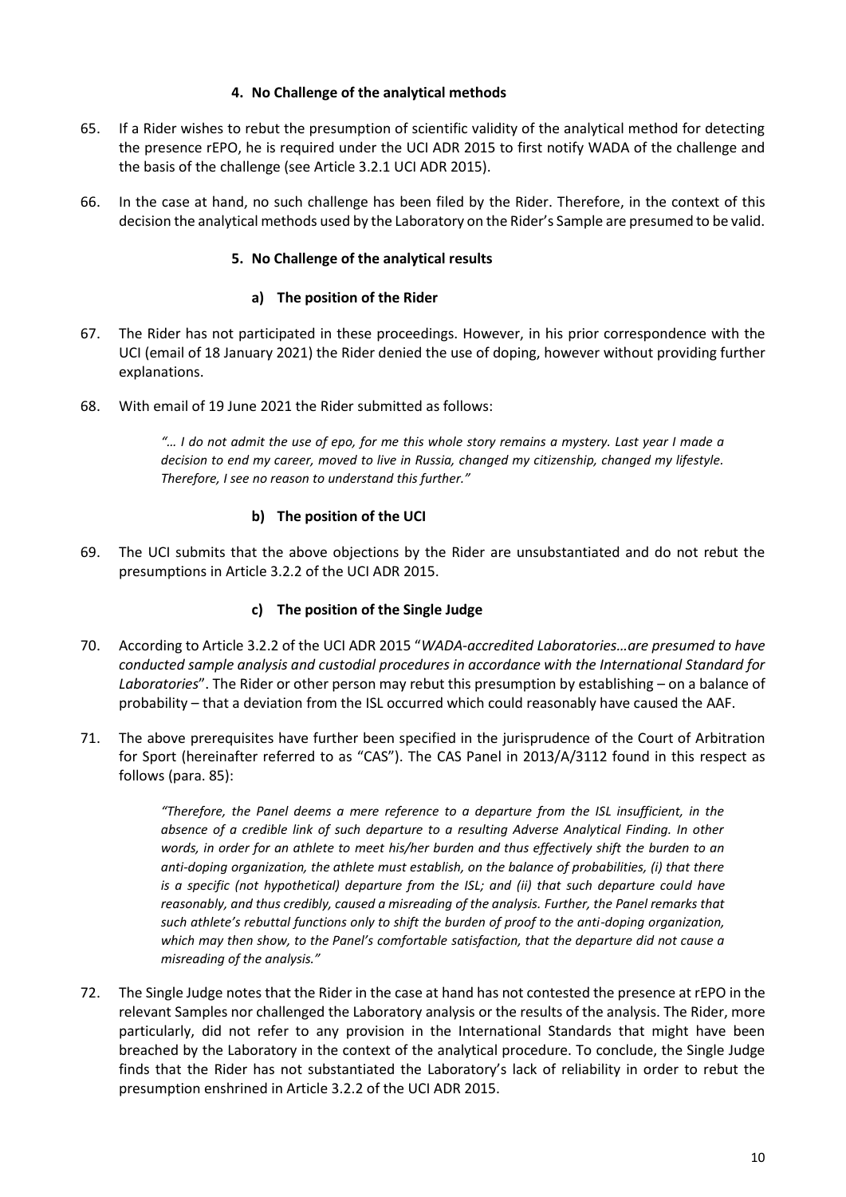### 4. No Challenge of the analytical methods

65. If a Rider wishes to rebut the presumption of scientific validity of the analytical method for detecting the presence rEPO, he is required under the UCI ADR 2015 to first notify WADA of the challenge and the basis of the challenge (see Article 3.2.1 UCI ADR 2015).

66. In the case at hand, no such challenge has been filed by the Rider. Therefore, in the context of this decision the analytical methods used by the Laboratory on the Rider's Sample are presumed to be valid.

### 5. No Challenge of the analytical results

#### a) The position of the Rider

67. The Rider has not participated in these proceedings. However, in his prior correspondence with the UCI (email of 18 January 2021) the Rider denied the use of doping, however without providing further explanations.

68. With email of 19 June 2021 the Rider submitted as follows:

> *"… I do not admit the use of epo, for me this whole story remains a mystery. Last year I made a decision to end my career, moved to live in Russia, changed my citizenship, changed my lifestyle. Therefore, I see no reason to understand this further."*

#### b) The position of the UCI

69. The UCI submits that the above objections by the Rider are unsubstantiated and do not rebut the presumptions in Article 3.2.2 of the UCI ADR 2015.

#### c) The position of the Single Judge

70. According to Article 3.2.2 of the UCI ADR 2015 "*WADA-accredited Laboratories…are presumed to have conducted sample analysis and custodial procedures in accordance with the International Standard for Laboratories*". The Rider or other person may rebut this presumption by establishing – on a balance of probability – that a deviation from the ISL occurred which could reasonably have caused the AAF.

71. The above prerequisites have further been specified in the jurisprudence of the Court of Arbitration for Sport (hereinafter referred to as "CAS"). The CAS Panel in 2013/A/3112 found in this respect as follows (para. 85):

> *"Therefore, the Panel deems a mere reference to a departure from the ISL insufficient, in the absence of a credible link of such departure to a resulting Adverse Analytical Finding. In other words, in order for an athlete to meet his/her burden and thus effectively shift the burden to an anti-doping organization, the athlete must establish, on the balance of probabilities, (i) that there is a specific (not hypothetical) departure from the ISL; and (ii) that such departure could have reasonably, and thus credibly, caused a misreading of the analysis. Further, the Panel remarks that such athlete's rebuttal functions only to shift the burden of proof to the anti-doping organization, which may then show, to the Panel's comfortable satisfaction, that the departure did not cause a misreading of the analysis."*

72. The Single Judge notes that the Rider in the case at hand has not contested the presence at rEPO in the relevant Samples nor challenged the Laboratory analysis or the results of the analysis. The Rider, more particularly, did not refer to any provision in the International Standards that might have been breached by the Laboratory in the context of the analytical procedure. To conclude, the Single Judge finds that the Rider has not substantiated the Laboratory's lack of reliability in order to rebut the presumption enshrined in Article 3.2.2 of the UCI ADR 2015.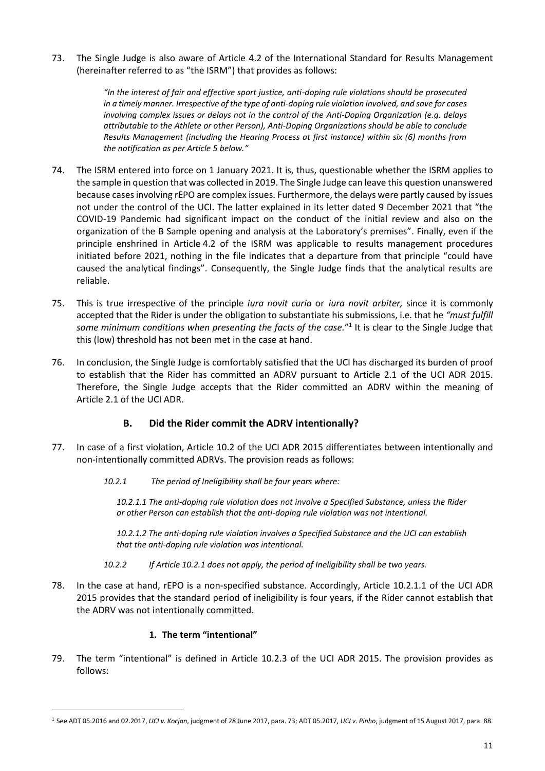73. The Single Judge is also aware of Article 4.2 of the International Standard for Results Management (hereinafter referred to as "the ISRM") that provides as follows:

> *"In the interest of fair and effective sport justice, anti-doping rule violations should be prosecuted in a timely manner. Irrespective of the type of anti-doping rule violation involved, and save for cases involving complex issues or delays not in the control of the Anti-Doping Organization (e.g. delays attributable to the Athlete or other Person), Anti-Doping Organizations should be able to conclude Results Management (including the Hearing Process at first instance) within six (6) months from the notification as per Article 5 below."*

74. The ISRM entered into force on 1 January 2021. It is, thus, questionable whether the ISRM applies to the sample in question that was collected in 2019. The Single Judge can leave this question unanswered because cases involving rEPO are complex issues. Furthermore, the delays were partly caused by issues not under the control of the UCI. The latter explained in its letter dated 9 December 2021 that "the COVID-19 Pandemic had significant impact on the conduct of the initial review and also on the organization of the B Sample opening and analysis at the Laboratory's premises". Finally, even if the principle enshrined in Article 4.2 of the ISRM was applicable to results management procedures initiated before 2021, nothing in the file indicates that a departure from that principle "could have caused the analytical findings". Consequently, the Single Judge finds that the analytical results are reliable.

75. This is true irrespective of the principle *iura novit curia* or *iura novit arbiter,* since it is commonly accepted that the Rider is under the obligation to substantiate his submissions, i.e. that he *"must fulfill some minimum conditions when presenting the facts of the case."*[1] It is clear to the Single Judge that this (low) threshold has not been met in the case at hand.

76. In conclusion, the Single Judge is comfortably satisfied that the UCI has discharged its burden of proof to establish that the Rider has committed an ADRV pursuant to Article 2.1 of the UCI ADR 2015. Therefore, the Single Judge accepts that the Rider committed an ADRV within the meaning of Article 2.1 of the UCI ADR.

## B. Did the Rider commit the ADRV intentionally?

77. In case of a first violation, Article 10.2 of the UCI ADR 2015 differentiates between intentionally and non-intentionally committed ADRVs. The provision reads as follows:

> *10.2.1 The period of Ineligibility shall be four years where:*
>
> *10.2.1.1 The anti-doping rule violation does not involve a Specified Substance, unless the Rider or other Person can establish that the anti-doping rule violation was not intentional.*
>
> *10.2.1.2 The anti-doping rule violation involves a Specified Substance and the UCI can establish that the anti-doping rule violation was intentional.*
>
> *10.2.2 If Article 10.2.1 does not apply, the period of Ineligibility shall be two years.*

78. In the case at hand, rEPO is a non-specified substance. Accordingly, Article 10.2.1.1 of the UCI ADR 2015 provides that the standard period of ineligibility is four years, if the Rider cannot establish that the ADRV was not intentionally committed.

### 1. The term "intentional"

79. The term "intentional" is defined in Article 10.2.3 of the UCI ADR 2015. The provision provides as follows:

---

[1] See ADT 05.2016 and 02.2017, *UCI v. Kocjan*, judgment of 28 June 2017, para. 73; ADT 05.2017, *UCI v. Pinho*, judgment of 15 August 2017, para. 88.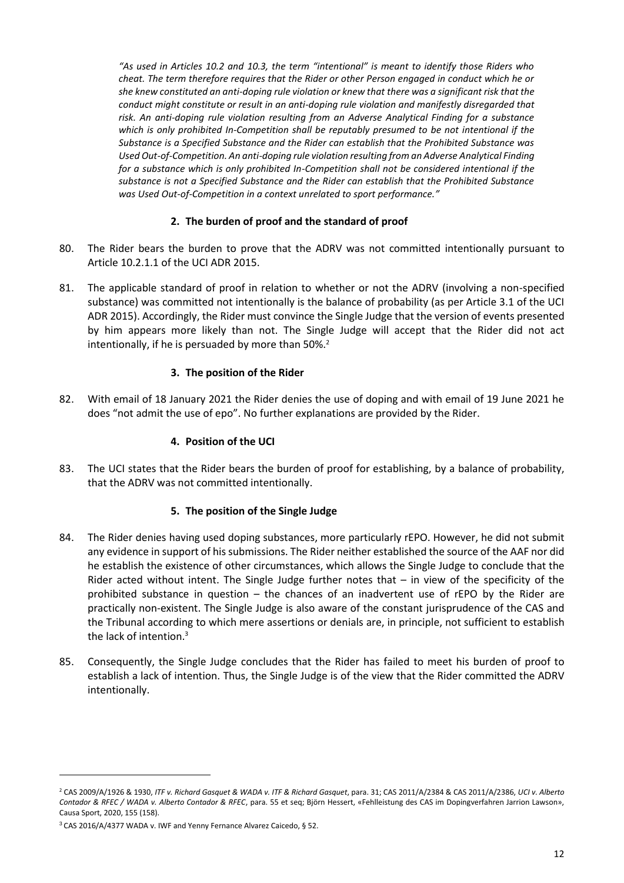*"As used in Articles 10.2 and 10.3, the term "intentional" is meant to identify those Riders who cheat. The term therefore requires that the Rider or other Person engaged in conduct which he or she knew constituted an anti-doping rule violation or knew that there was a significant risk that the conduct might constitute or result in an anti-doping rule violation and manifestly disregarded that risk. An anti-doping rule violation resulting from an Adverse Analytical Finding for a substance which is only prohibited In-Competition shall be reputably presumed to be not intentional if the Substance is a Specified Substance and the Rider can establish that the Prohibited Substance was Used Out-of-Competition. An anti-doping rule violation resulting from an Adverse Analytical Finding for a substance which is only prohibited In-Competition shall not be considered intentional if the substance is not a Specified Substance and the Rider can establish that the Prohibited Substance was Used Out-of-Competition in a context unrelated to sport performance."*

### 2. The burden of proof and the standard of proof

80. The Rider bears the burden to prove that the ADRV was not committed intentionally pursuant to Article 10.2.1.1 of the UCI ADR 2015.

81. The applicable standard of proof in relation to whether or not the ADRV (involving a non-specified substance) was committed not intentionally is the balance of probability (as per Article 3.1 of the UCI ADR 2015). Accordingly, the Rider must convince the Single Judge that the version of events presented by him appears more likely than not. The Single Judge will accept that the Rider did not act intentionally, if he is persuaded by more than 50%.[2]

### 3. The position of the Rider

82. With email of 18 January 2021 the Rider denies the use of doping and with email of 19 June 2021 he does "not admit the use of epo". No further explanations are provided by the Rider.

### 4. Position of the UCI

83. The UCI states that the Rider bears the burden of proof for establishing, by a balance of probability, that the ADRV was not committed intentionally.

### 5. The position of the Single Judge

84. The Rider denies having used doping substances, more particularly rEPO. However, he did not submit any evidence in support of his submissions. The Rider neither established the source of the AAF nor did he establish the existence of other circumstances, which allows the Single Judge to conclude that the Rider acted without intent. The Single Judge further notes that – in view of the specificity of the prohibited substance in question – the chances of an inadvertent use of rEPO by the Rider are practically non-existent. The Single Judge is also aware of the constant jurisprudence of the CAS and the Tribunal according to which mere assertions or denials are, in principle, not sufficient to establish the lack of intention.[3]

85. Consequently, the Single Judge concludes that the Rider has failed to meet his burden of proof to establish a lack of intention. Thus, the Single Judge is of the view that the Rider committed the ADRV intentionally.

---

[2] CAS 2009/A/1926 & 1930, *ITF v. Richard Gasquet & WADA v. ITF & Richard Gasquet*, para. 31; CAS 2011/A/2384 & CAS 2011/A/2386, *UCI v. Alberto Contador & RFEC / WADA v. Alberto Contador & RFEC*, para. 55 et seq; Björn Hessert, «Fehlleistung des CAS im Dopingverfahren Jarrion Lawson», Causa Sport, 2020, 155 (158).

[3] CAS 2016/A/4377 WADA v. IWF and Yenny Fernance Alvarez Caicedo, § 52.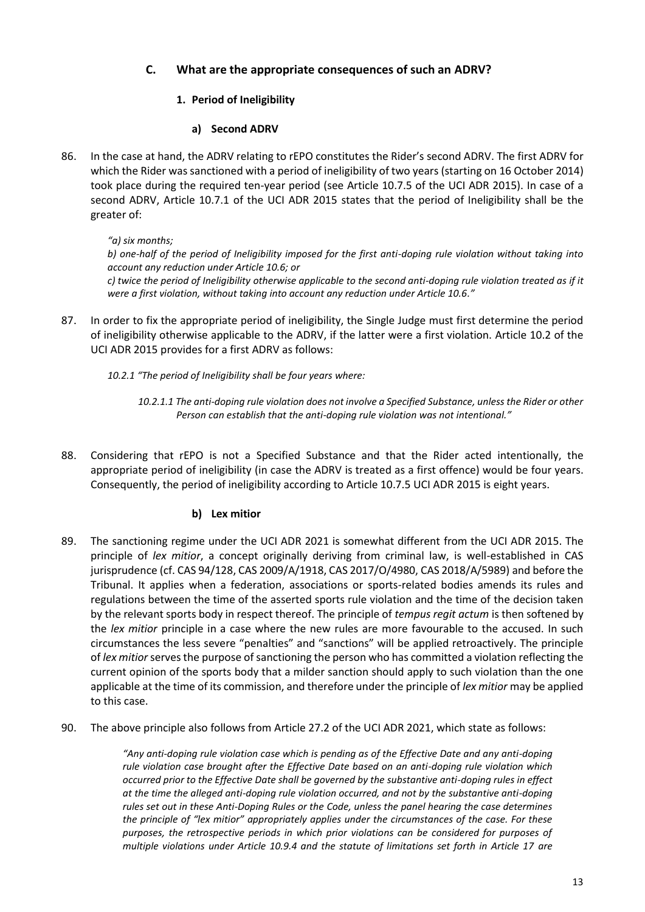### C. What are the appropriate consequences of such an ADRV?

#### 1. Period of Ineligibility

##### a) Second ADRV

86. In the case at hand, the ADRV relating to rEPO constitutes the Rider's second ADRV. The first ADRV for which the Rider was sanctioned with a period of ineligibility of two years (starting on 16 October 2014) took place during the required ten-year period (see Article 10.7.5 of the UCI ADR 2015). In case of a second ADRV, Article 10.7.1 of the UCI ADR 2015 states that the period of Ineligibility shall be the greater of:

> *"a) six months;*
> *b) one-half of the period of Ineligibility imposed for the first anti-doping rule violation without taking into account any reduction under Article 10.6; or*
> *c) twice the period of Ineligibility otherwise applicable to the second anti-doping rule violation treated as if it were a first violation, without taking into account any reduction under Article 10.6."*

87. In order to fix the appropriate period of ineligibility, the Single Judge must first determine the period of ineligibility otherwise applicable to the ADRV, if the latter were a first violation. Article 10.2 of the UCI ADR 2015 provides for a first ADRV as follows:

> *10.2.1 "The period of Ineligibility shall be four years where:*
>
> > *10.2.1.1 The anti-doping rule violation does not involve a Specified Substance, unless the Rider or other Person can establish that the anti-doping rule violation was not intentional."*

88. Considering that rEPO is not a Specified Substance and that the Rider acted intentionally, the appropriate period of ineligibility (in case the ADRV is treated as a first offence) would be four years. Consequently, the period of ineligibility according to Article 10.7.5 UCI ADR 2015 is eight years.

##### b) Lex mitior

89. The sanctioning regime under the UCI ADR 2021 is somewhat different from the UCI ADR 2015. The principle of *lex mitior*, a concept originally deriving from criminal law, is well-established in CAS jurisprudence (cf. CAS 94/128, CAS 2009/A/1918, CAS 2017/O/4980, CAS 2018/A/5989) and before the Tribunal. It applies when a federation, associations or sports-related bodies amends its rules and regulations between the time of the asserted sports rule violation and the time of the decision taken by the relevant sports body in respect thereof. The principle of *tempus regit actum* is then softened by the *lex mitior* principle in a case where the new rules are more favourable to the accused. In such circumstances the less severe "penalties" and "sanctions" will be applied retroactively. The principle of *lex mitior* serves the purpose of sanctioning the person who has committed a violation reflecting the current opinion of the sports body that a milder sanction should apply to such violation than the one applicable at the time of its commission, and therefore under the principle of *lex mitior* may be applied to this case.

90. The above principle also follows from Article 27.2 of the UCI ADR 2021, which state as follows:

> *"Any anti-doping rule violation case which is pending as of the Effective Date and any anti-doping rule violation case brought after the Effective Date based on an anti-doping rule violation which occurred prior to the Effective Date shall be governed by the substantive anti-doping rules in effect at the time the alleged anti-doping rule violation occurred, and not by the substantive anti-doping rules set out in these Anti-Doping Rules or the Code, unless the panel hearing the case determines the principle of "lex mitior" appropriately applies under the circumstances of the case. For these purposes, the retrospective periods in which prior violations can be considered for purposes of multiple violations under Article 10.9.4 and the statute of limitations set forth in Article 17 are*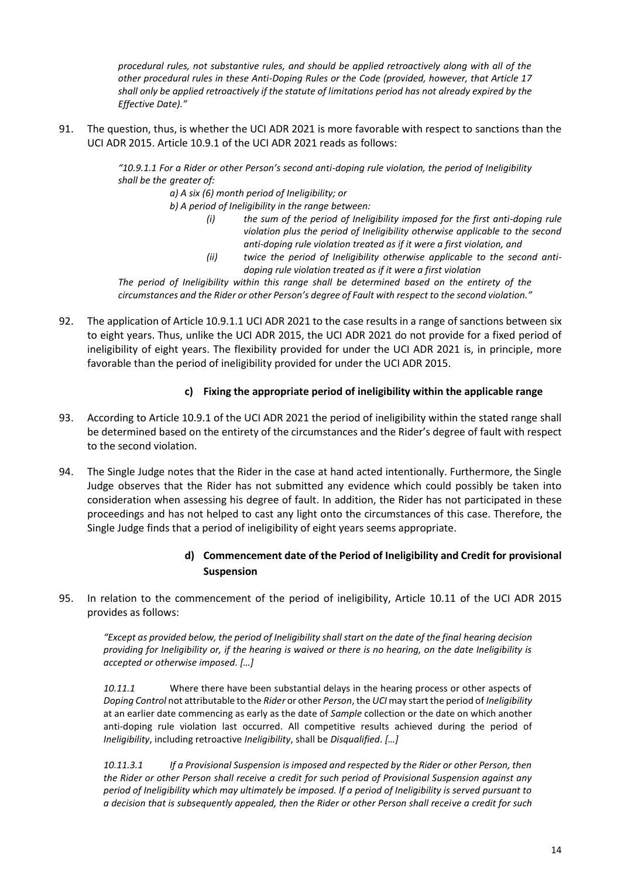*procedural rules, not substantive rules, and should be applied retroactively along with all of the other procedural rules in these Anti-Doping Rules or the Code (provided, however, that Article 17 shall only be applied retroactively if the statute of limitations period has not already expired by the Effective Date)."*

91. The question, thus, is whether the UCI ADR 2021 is more favorable with respect to sanctions than the UCI ADR 2015. Article 10.9.1 of the UCI ADR 2021 reads as follows:

> *"10.9.1.1 For a Rider or other Person's second anti-doping rule violation, the period of Ineligibility shall be the greater of:*
>
> *a) A six (6) month period of Ineligibility; or*
>
> *b) A period of Ineligibility in the range between:*
>
> *(i) the sum of the period of Ineligibility imposed for the first anti-doping rule violation plus the period of Ineligibility otherwise applicable to the second anti-doping rule violation treated as if it were a first violation, and*
>
> *(ii) twice the period of Ineligibility otherwise applicable to the second anti-doping rule violation treated as if it were a first violation*
>
> *The period of Ineligibility within this range shall be determined based on the entirety of the circumstances and the Rider or other Person's degree of Fault with respect to the second violation."*

92. The application of Article 10.9.1.1 UCI ADR 2021 to the case results in a range of sanctions between six to eight years. Thus, unlike the UCI ADR 2015, the UCI ADR 2021 do not provide for a fixed period of ineligibility of eight years. The flexibility provided for under the UCI ADR 2021 is, in principle, more favorable than the period of ineligibility provided for under the UCI ADR 2015.

#### c) Fixing the appropriate period of ineligibility within the applicable range

93. According to Article 10.9.1 of the UCI ADR 2021 the period of ineligibility within the stated range shall be determined based on the entirety of the circumstances and the Rider's degree of fault with respect to the second violation.

94. The Single Judge notes that the Rider in the case at hand acted intentionally. Furthermore, the Single Judge observes that the Rider has not submitted any evidence which could possibly be taken into consideration when assessing his degree of fault. In addition, the Rider has not participated in these proceedings and has not helped to cast any light onto the circumstances of this case. Therefore, the Single Judge finds that a period of ineligibility of eight years seems appropriate.

#### d) Commencement date of the Period of Ineligibility and Credit for provisional Suspension

95. In relation to the commencement of the period of ineligibility, Article 10.11 of the UCI ADR 2015 provides as follows:

> *"Except as provided below, the period of Ineligibility shall start on the date of the final hearing decision providing for Ineligibility or, if the hearing is waived or there is no hearing, on the date Ineligibility is accepted or otherwise imposed. […]*
>
> *10.11.1* Where there have been substantial delays in the hearing process or other aspects of *Doping Control* not attributable to the *Rider* or other *Person*, the *UCI* may start the period of *Ineligibility* at an earlier date commencing as early as the date of *Sample* collection or the date on which another anti-doping rule violation last occurred. All competitive results achieved during the period of *Ineligibility*, including retroactive *Ineligibility*, shall be *Disqualified*. *[…]*
>
> *10.11.3.1 If a Provisional Suspension is imposed and respected by the Rider or other Person, then the Rider or other Person shall receive a credit for such period of Provisional Suspension against any period of Ineligibility which may ultimately be imposed. If a period of Ineligibility is served pursuant to a decision that is subsequently appealed, then the Rider or other Person shall receive a credit for such*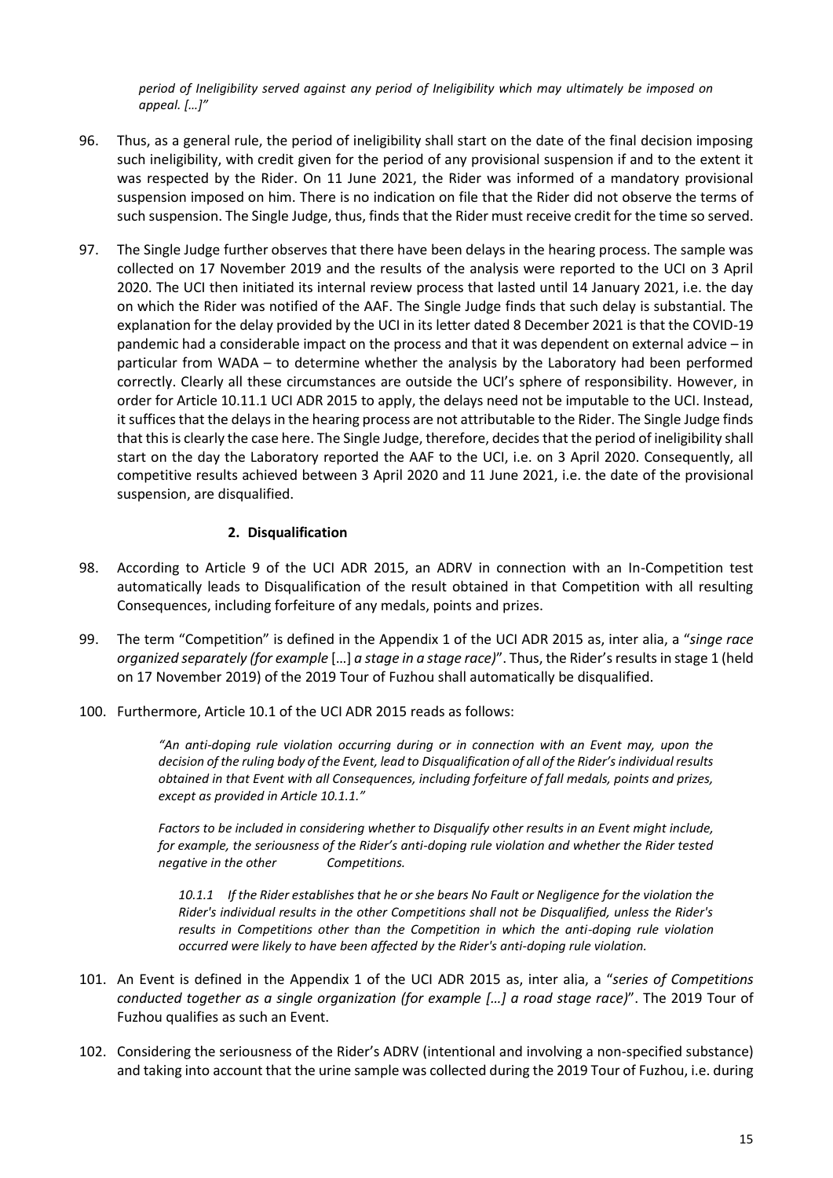*period of Ineligibility served against any period of Ineligibility which may ultimately be imposed on appeal. […]"*

96. Thus, as a general rule, the period of ineligibility shall start on the date of the final decision imposing such ineligibility, with credit given for the period of any provisional suspension if and to the extent it was respected by the Rider. On 11 June 2021, the Rider was informed of a mandatory provisional suspension imposed on him. There is no indication on file that the Rider did not observe the terms of such suspension. The Single Judge, thus, finds that the Rider must receive credit for the time so served.

97. The Single Judge further observes that there have been delays in the hearing process. The sample was collected on 17 November 2019 and the results of the analysis were reported to the UCI on 3 April 2020. The UCI then initiated its internal review process that lasted until 14 January 2021, i.e. the day on which the Rider was notified of the AAF. The Single Judge finds that such delay is substantial. The explanation for the delay provided by the UCI in its letter dated 8 December 2021 is that the COVID-19 pandemic had a considerable impact on the process and that it was dependent on external advice – in particular from WADA – to determine whether the analysis by the Laboratory had been performed correctly. Clearly all these circumstances are outside the UCI's sphere of responsibility. However, in order for Article 10.11.1 UCI ADR 2015 to apply, the delays need not be imputable to the UCI. Instead, it suffices that the delays in the hearing process are not attributable to the Rider. The Single Judge finds that this is clearly the case here. The Single Judge, therefore, decides that the period of ineligibility shall start on the day the Laboratory reported the AAF to the UCI, i.e. on 3 April 2020. Consequently, all competitive results achieved between 3 April 2020 and 11 June 2021, i.e. the date of the provisional suspension, are disqualified.

## 2. Disqualification

98. According to Article 9 of the UCI ADR 2015, an ADRV in connection with an In-Competition test automatically leads to Disqualification of the result obtained in that Competition with all resulting Consequences, including forfeiture of any medals, points and prizes.

99. The term "Competition" is defined in the Appendix 1 of the UCI ADR 2015 as, inter alia, a "*singe race organized separately (for example […] a stage in a stage race)*". Thus, the Rider's results in stage 1 (held on 17 November 2019) of the 2019 Tour of Fuzhou shall automatically be disqualified.

100. Furthermore, Article 10.1 of the UCI ADR 2015 reads as follows:

> *"An anti-doping rule violation occurring during or in connection with an Event may, upon the decision of the ruling body of the Event, lead to Disqualification of all of the Rider's individual results obtained in that Event with all Consequences, including forfeiture of fall medals, points and prizes, except as provided in Article 10.1.1."*
>
> *Factors to be included in considering whether to Disqualify other results in an Event might include, for example, the seriousness of the Rider's anti-doping rule violation and whether the Rider tested negative in the other Competitions.*
>
> *10.1.1 If the Rider establishes that he or she bears No Fault or Negligence for the violation the Rider's individual results in the other Competitions shall not be Disqualified, unless the Rider's results in Competitions other than the Competition in which the anti-doping rule violation occurred were likely to have been affected by the Rider's anti-doping rule violation.*

101. An Event is defined in the Appendix 1 of the UCI ADR 2015 as, inter alia, a "*series of Competitions conducted together as a single organization (for example […] a road stage race)*". The 2019 Tour of Fuzhou qualifies as such an Event.

102. Considering the seriousness of the Rider's ADRV (intentional and involving a non-specified substance) and taking into account that the urine sample was collected during the 2019 Tour of Fuzhou, i.e. during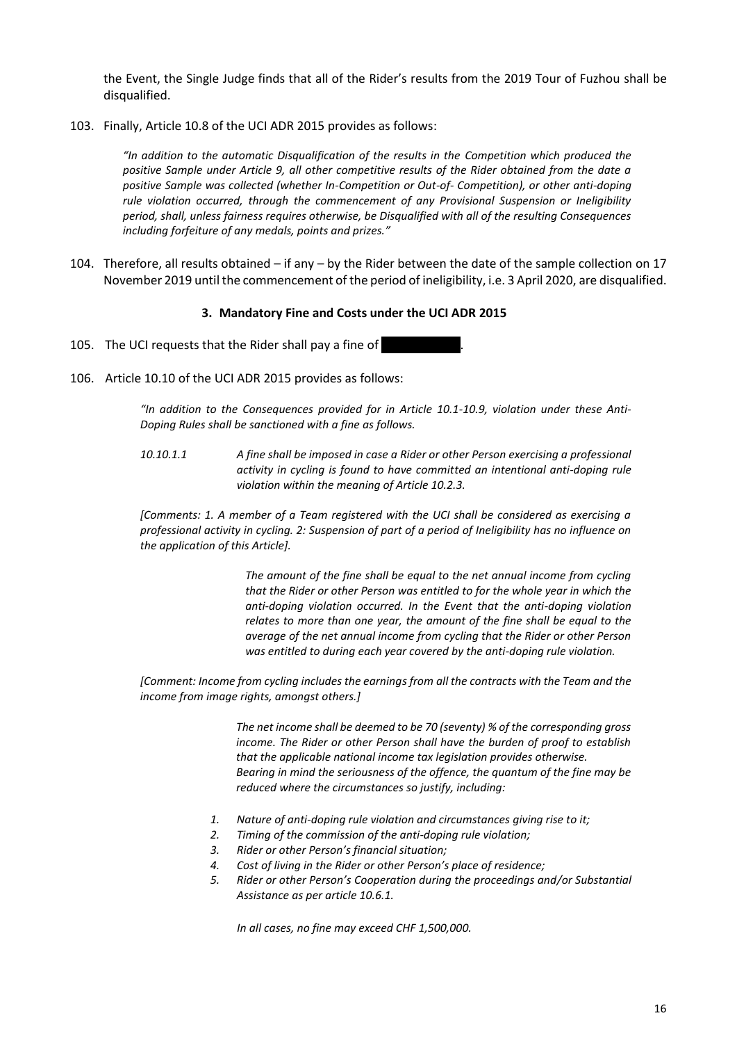the Event, the Single Judge finds that all of the Rider's results from the 2019 Tour of Fuzhou shall be disqualified.

103. Finally, Article 10.8 of the UCI ADR 2015 provides as follows:

> *"In addition to the automatic Disqualification of the results in the Competition which produced the positive Sample under Article 9, all other competitive results of the Rider obtained from the date a positive Sample was collected (whether In-Competition or Out-of- Competition), or other anti-doping rule violation occurred, through the commencement of any Provisional Suspension or Ineligibility period, shall, unless fairness requires otherwise, be Disqualified with all of the resulting Consequences including forfeiture of any medals, points and prizes."*

104. Therefore, all results obtained – if any – by the Rider between the date of the sample collection on 17 November 2019 until the commencement of the period of ineligibility, i.e. 3 April 2020, are disqualified.

### 3. Mandatory Fine and Costs under the UCI ADR 2015

105. The UCI requests that the Rider shall pay a fine of [redacted].

106. Article 10.10 of the UCI ADR 2015 provides as follows:

> *"In addition to the Consequences provided for in Article 10.1-10.9, violation under these Anti-Doping Rules shall be sanctioned with a fine as follows.*
>
> *10.10.1.1 A fine shall be imposed in case a Rider or other Person exercising a professional activity in cycling is found to have committed an intentional anti-doping rule violation within the meaning of Article 10.2.3.*
>
> *[Comments: 1. A member of a Team registered with the UCI shall be considered as exercising a professional activity in cycling. 2: Suspension of part of a period of Ineligibility has no influence on the application of this Article].*
>
> *The amount of the fine shall be equal to the net annual income from cycling that the Rider or other Person was entitled to for the whole year in which the anti-doping violation occurred. In the Event that the anti-doping violation relates to more than one year, the amount of the fine shall be equal to the average of the net annual income from cycling that the Rider or other Person was entitled to during each year covered by the anti-doping rule violation.*
>
> *[Comment: Income from cycling includes the earnings from all the contracts with the Team and the income from image rights, amongst others.]*
>
> *The net income shall be deemed to be 70 (seventy) % of the corresponding gross income. The Rider or other Person shall have the burden of proof to establish that the applicable national income tax legislation provides otherwise.*
> *Bearing in mind the seriousness of the offence, the quantum of the fine may be reduced where the circumstances so justify, including:*
>
> 1. *Nature of anti-doping rule violation and circumstances giving rise to it;*
> 2. *Timing of the commission of the anti-doping rule violation;*
> 3. *Rider or other Person's financial situation;*
> 4. *Cost of living in the Rider or other Person's place of residence;*
> 5. *Rider or other Person's Cooperation during the proceedings and/or Substantial Assistance as per article 10.6.1.*
>
> *In all cases, no fine may exceed CHF 1,500,000.*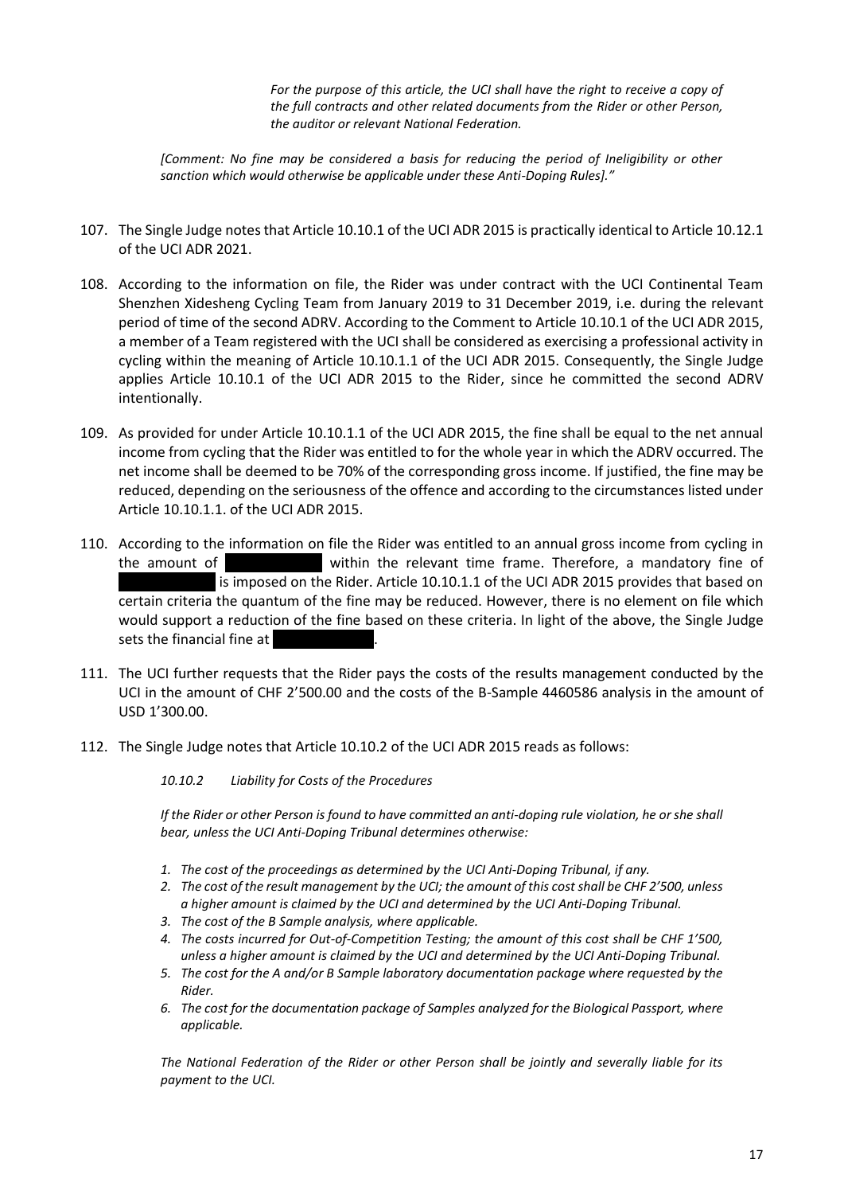*For the purpose of this article, the UCI shall have the right to receive a copy of the full contracts and other related documents from the Rider or other Person, the auditor or relevant National Federation.*

*[Comment: No fine may be considered a basis for reducing the period of Ineligibility or other sanction which would otherwise be applicable under these Anti-Doping Rules]."*

107. The Single Judge notes that Article 10.10.1 of the UCI ADR 2015 is practically identical to Article 10.12.1 of the UCI ADR 2021.

108. According to the information on file, the Rider was under contract with the UCI Continental Team Shenzhen Xidesheng Cycling Team from January 2019 to 31 December 2019, i.e. during the relevant period of time of the second ADRV. According to the Comment to Article 10.10.1 of the UCI ADR 2015, a member of a Team registered with the UCI shall be considered as exercising a professional activity in cycling within the meaning of Article 10.10.1.1 of the UCI ADR 2015. Consequently, the Single Judge applies Article 10.10.1 of the UCI ADR 2015 to the Rider, since he committed the second ADRV intentionally.

109. As provided for under Article 10.10.1.1 of the UCI ADR 2015, the fine shall be equal to the net annual income from cycling that the Rider was entitled to for the whole year in which the ADRV occurred. The net income shall be deemed to be 70% of the corresponding gross income. If justified, the fine may be reduced, depending on the seriousness of the offence and according to the circumstances listed under Article 10.10.1.1. of the UCI ADR 2015.

110. According to the information on file the Rider was entitled to an annual gross income from cycling in the amount of [REDACTED] within the relevant time frame. Therefore, a mandatory fine of [REDACTED] is imposed on the Rider. Article 10.10.1.1 of the UCI ADR 2015 provides that based on certain criteria the quantum of the fine may be reduced. However, there is no element on file which would support a reduction of the fine based on these criteria. In light of the above, the Single Judge sets the financial fine at [REDACTED].

111. The UCI further requests that the Rider pays the costs of the results management conducted by the UCI in the amount of CHF 2'500.00 and the costs of the B-Sample 4460586 analysis in the amount of USD 1'300.00.

112. The Single Judge notes that Article 10.10.2 of the UCI ADR 2015 reads as follows:

*10.10.2 Liability for Costs of the Procedures*

*If the Rider or other Person is found to have committed an anti-doping rule violation, he or she shall bear, unless the UCI Anti-Doping Tribunal determines otherwise:*

1. *The cost of the proceedings as determined by the UCI Anti-Doping Tribunal, if any.*
2. *The cost of the result management by the UCI; the amount of this cost shall be CHF 2'500, unless a higher amount is claimed by the UCI and determined by the UCI Anti-Doping Tribunal.*
3. *The cost of the B Sample analysis, where applicable.*
4. *The costs incurred for Out-of-Competition Testing; the amount of this cost shall be CHF 1'500, unless a higher amount is claimed by the UCI and determined by the UCI Anti-Doping Tribunal.*
5. *The cost for the A and/or B Sample laboratory documentation package where requested by the Rider.*
6. *The cost for the documentation package of Samples analyzed for the Biological Passport, where applicable.*

*The National Federation of the Rider or other Person shall be jointly and severally liable for its payment to the UCI.*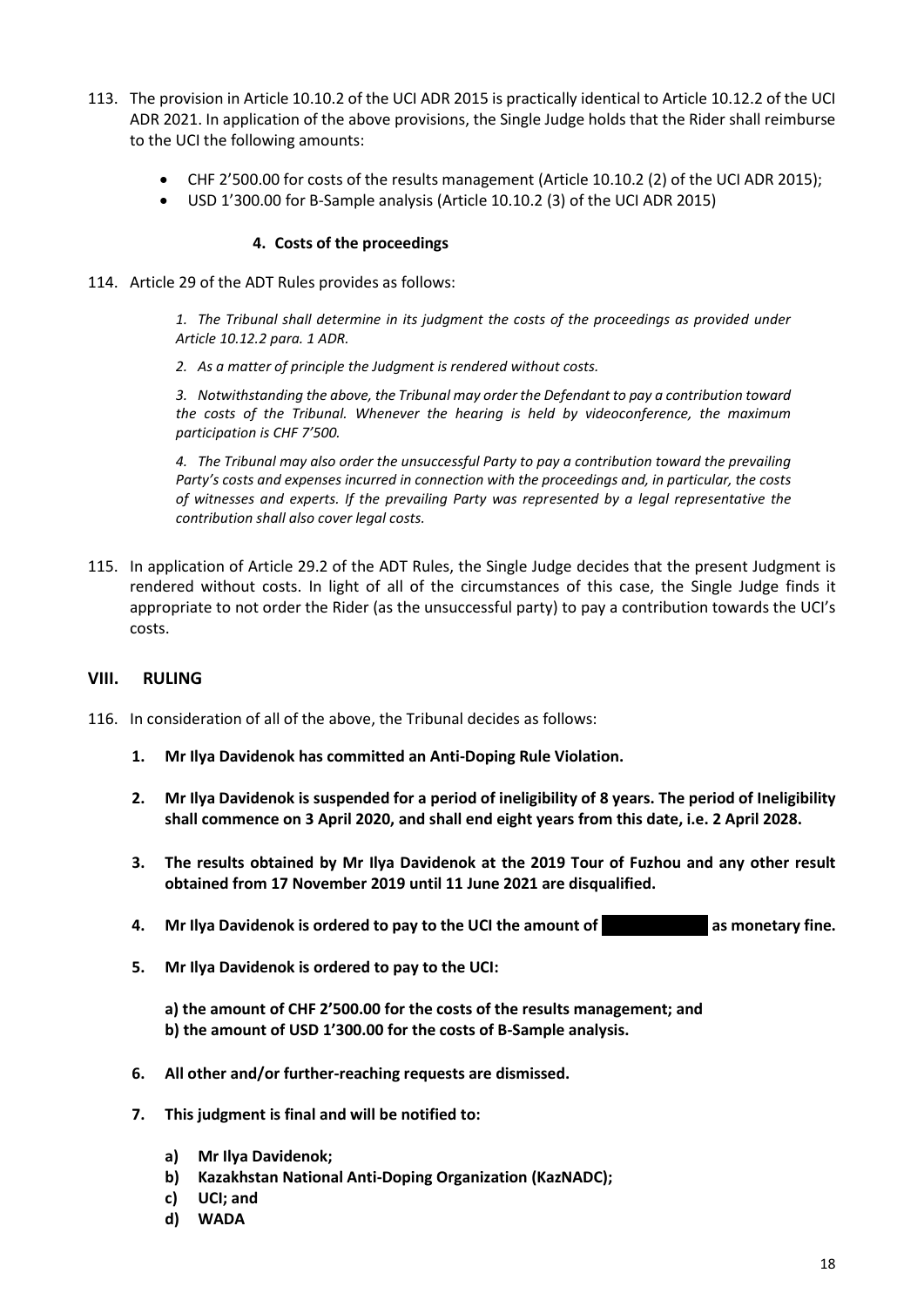113. The provision in Article 10.10.2 of the UCI ADR 2015 is practically identical to Article 10.12.2 of the UCI ADR 2021. In application of the above provisions, the Single Judge holds that the Rider shall reimburse to the UCI the following amounts:

- CHF 2'500.00 for costs of the results management (Article 10.10.2 (2) of the UCI ADR 2015);
- USD 1'300.00 for B-Sample analysis (Article 10.10.2 (3) of the UCI ADR 2015)

### 4. Costs of the proceedings

114. Article 29 of the ADT Rules provides as follows:

> *1. The Tribunal shall determine in its judgment the costs of the proceedings as provided under Article 10.12.2 para. 1 ADR.*
>
> *2. As a matter of principle the Judgment is rendered without costs.*
>
> *3. Notwithstanding the above, the Tribunal may order the Defendant to pay a contribution toward the costs of the Tribunal. Whenever the hearing is held by videoconference, the maximum participation is CHF 7'500.*
>
> *4. The Tribunal may also order the unsuccessful Party to pay a contribution toward the prevailing Party's costs and expenses incurred in connection with the proceedings and, in particular, the costs of witnesses and experts. If the prevailing Party was represented by a legal representative the contribution shall also cover legal costs.*

115. In application of Article 29.2 of the ADT Rules, the Single Judge decides that the present Judgment is rendered without costs. In light of all of the circumstances of this case, the Single Judge finds it appropriate to not order the Rider (as the unsuccessful party) to pay a contribution towards the UCI's costs.

## VIII. RULING

116. In consideration of all of the above, the Tribunal decides as follows:

1. **Mr Ilya Davidenok has committed an Anti-Doping Rule Violation.**

2. **Mr Ilya Davidenok is suspended for a period of ineligibility of 8 years. The period of Ineligibility shall commence on 3 April 2020, and shall end eight years from this date, i.e. 2 April 2028.**

3. **The results obtained by Mr Ilya Davidenok at the 2019 Tour of Fuzhou and any other result obtained from 17 November 2019 until 11 June 2021 are disqualified.**

4. **Mr Ilya Davidenok is ordered to pay to the UCI the amount of [REDACTED] as monetary fine.**

5. **Mr Ilya Davidenok is ordered to pay to the UCI:**

   **a) the amount of CHF 2'500.00 for the costs of the results management; and**
   **b) the amount of USD 1'300.00 for the costs of B-Sample analysis.**

6. **All other and/or further-reaching requests are dismissed.**

7. **This judgment is final and will be notified to:**

   a) **Mr Ilya Davidenok;**
   b) **Kazakhstan National Anti-Doping Organization (KazNADC);**
   c) **UCI; and**
   d) **WADA**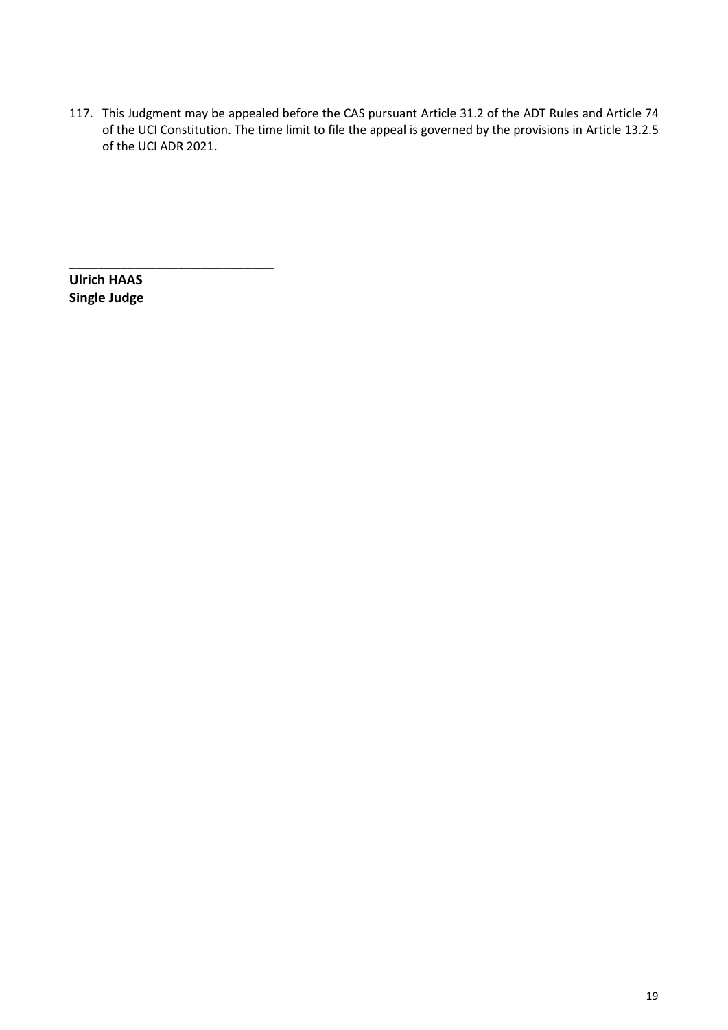117. This Judgment may be appealed before the CAS pursuant Article 31.2 of the ADT Rules and Article 74 of the UCI Constitution. The time limit to file the appeal is governed by the provisions in Article 13.2.5 of the UCI ADR 2021.

______________________________

**Ulrich HAAS**
**Single Judge**